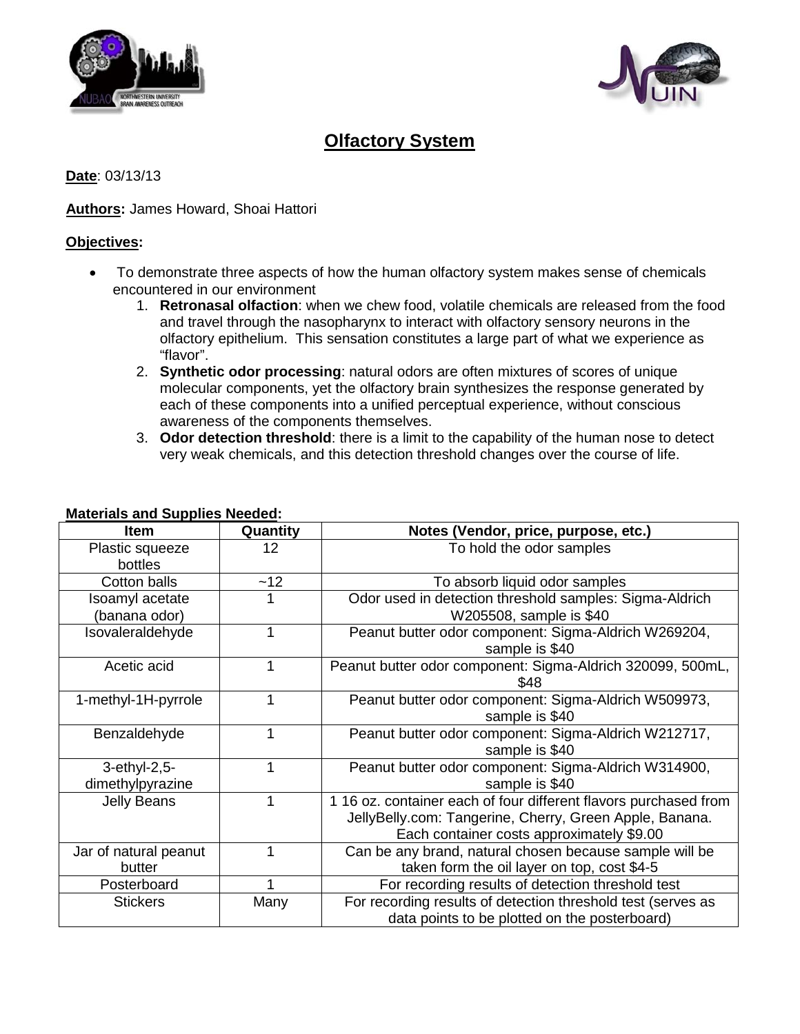# Olfactory System

**Date**: 03/13/13

**Authors:** James Howard, Shoai Hattori

**Objectives:**

- To demonstrate three aspects of how the human olfactory system makes sense of chemicals encountered in our environment
    1. **Retronasal olfaction**: when we chew food, volatile chemicals are released from the food and travel through the nasopharynx to interact with olfactory sensory neurons in the olfactory epithelium. This sensation constitutes a large part of what we experience as "flavor".
    2. **Synthetic odor processing**: natural odors are often mixtures of scores of unique molecular components, yet the olfactory brain synthesizes the response generated by each of these components into a unified perceptual experience, without conscious awareness of the components themselves.
    3. **Odor detection threshold**: there is a limit to the capability of the human nose to detect very weak chemicals, and this detection threshold changes over the course of life.

**Materials and Supplies Needed:**

| Item | Quantity | Notes (Vendor, price, purpose, etc.) |
|---|---|---|
| Plastic squeeze bottles | 12 | To hold the odor samples |
| Cotton balls | ~12 | To absorb liquid odor samples |
| Isoamyl acetate (banana odor) | 1 | Odor used in detection threshold samples: Sigma-Aldrich W205508, sample is $40 |
| Isovaleraldehyde | 1 | Peanut butter odor component: Sigma-Aldrich W269204, sample is $40 |
| Acetic acid | 1 | Peanut butter odor component: Sigma-Aldrich 320099, 500mL, $48 |
| 1-methyl-1H-pyrrole | 1 | Peanut butter odor component: Sigma-Aldrich W509973, sample is $40 |
| Benzaldehyde | 1 | Peanut butter odor component: Sigma-Aldrich W212717, sample is $40 |
| 3-ethyl-2,5-dimethylpyrazine | 1 | Peanut butter odor component: Sigma-Aldrich W314900, sample is $40 |
| Jelly Beans | 1 | 1 16 oz. container each of four different flavors purchased from JellyBelly.com: Tangerine, Cherry, Green Apple, Banana. Each container costs approximately $9.00 |
| Jar of natural peanut butter | 1 | Can be any brand, natural chosen because sample will be taken form the oil layer on top, cost $4-5 |
| Posterboard | 1 | For recording results of detection threshold test |
| Stickers | Many | For recording results of detection threshold test (serves as data points to be plotted on the posterboard) |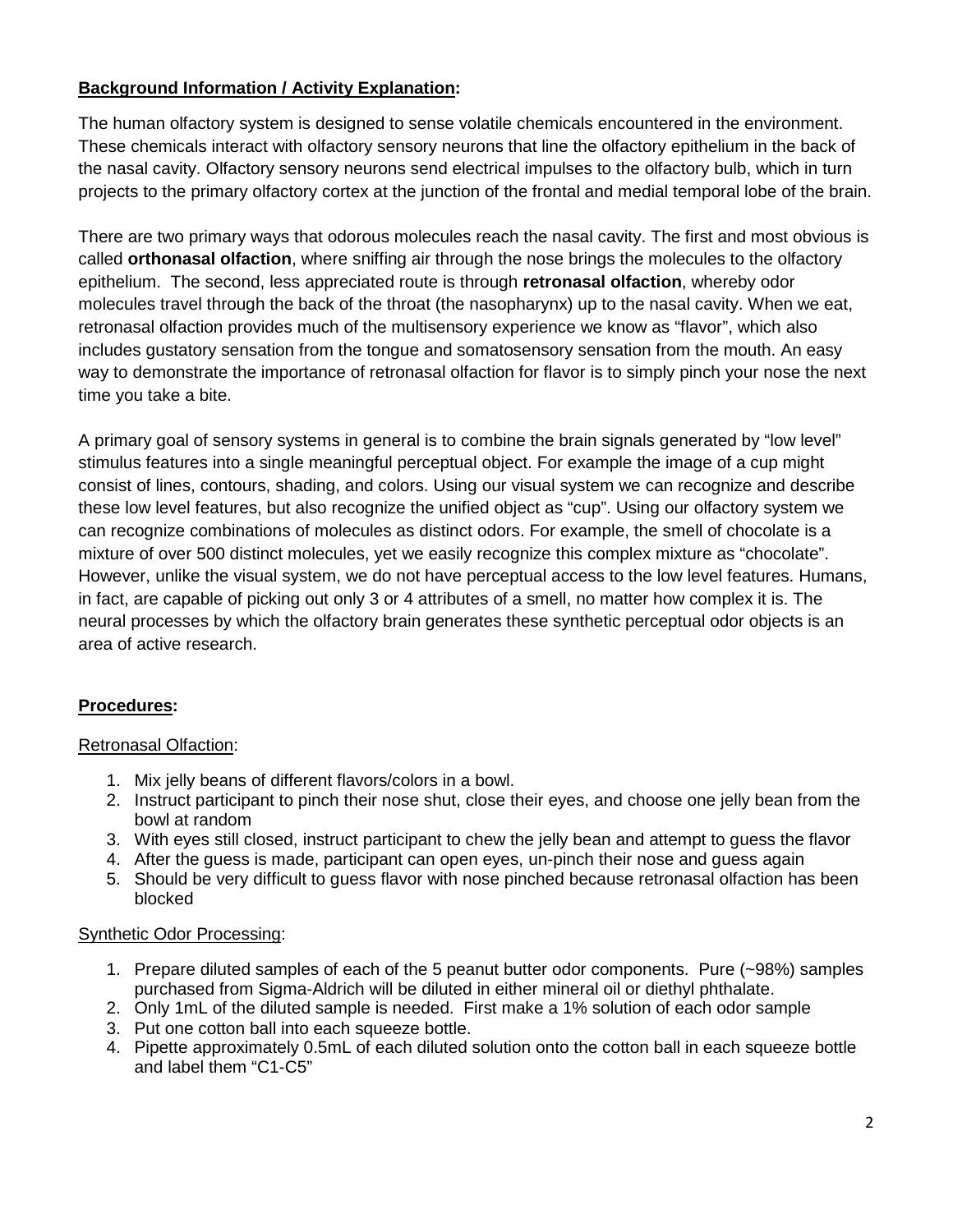**Background Information / Activity Explanation:**

The human olfactory system is designed to sense volatile chemicals encountered in the environment. These chemicals interact with olfactory sensory neurons that line the olfactory epithelium in the back of the nasal cavity. Olfactory sensory neurons send electrical impulses to the olfactory bulb, which in turn projects to the primary olfactory cortex at the junction of the frontal and medial temporal lobe of the brain.

There are two primary ways that odorous molecules reach the nasal cavity. The first and most obvious is called **orthonasal olfaction**, where sniffing air through the nose brings the molecules to the olfactory epithelium. The second, less appreciated route is through **retronasal olfaction**, whereby odor molecules travel through the back of the throat (the nasopharynx) up to the nasal cavity. When we eat, retronasal olfaction provides much of the multisensory experience we know as "flavor", which also includes gustatory sensation from the tongue and somatosensory sensation from the mouth. An easy way to demonstrate the importance of retronasal olfaction for flavor is to simply pinch your nose the next time you take a bite.

A primary goal of sensory systems in general is to combine the brain signals generated by "low level" stimulus features into a single meaningful perceptual object. For example the image of a cup might consist of lines, contours, shading, and colors. Using our visual system we can recognize and describe these low level features, but also recognize the unified object as "cup". Using our olfactory system we can recognize combinations of molecules as distinct odors. For example, the smell of chocolate is a mixture of over 500 distinct molecules, yet we easily recognize this complex mixture as "chocolate". However, unlike the visual system, we do not have perceptual access to the low level features. Humans, in fact, are capable of picking out only 3 or 4 attributes of a smell, no matter how complex it is. The neural processes by which the olfactory brain generates these synthetic perceptual odor objects is an area of active research.

**Procedures:**

Retronasal Olfaction:

1. Mix jelly beans of different flavors/colors in a bowl.
2. Instruct participant to pinch their nose shut, close their eyes, and choose one jelly bean from the bowl at random
3. With eyes still closed, instruct participant to chew the jelly bean and attempt to guess the flavor
4. After the guess is made, participant can open eyes, un-pinch their nose and guess again
5. Should be very difficult to guess flavor with nose pinched because retronasal olfaction has been blocked

Synthetic Odor Processing:

1. Prepare diluted samples of each of the 5 peanut butter odor components. Pure (~98%) samples purchased from Sigma-Aldrich will be diluted in either mineral oil or diethyl phthalate.
2. Only 1mL of the diluted sample is needed. First make a 1% solution of each odor sample
3. Put one cotton ball into each squeeze bottle.
4. Pipette approximately 0.5mL of each diluted solution onto the cotton ball in each squeeze bottle and label them "C1-C5"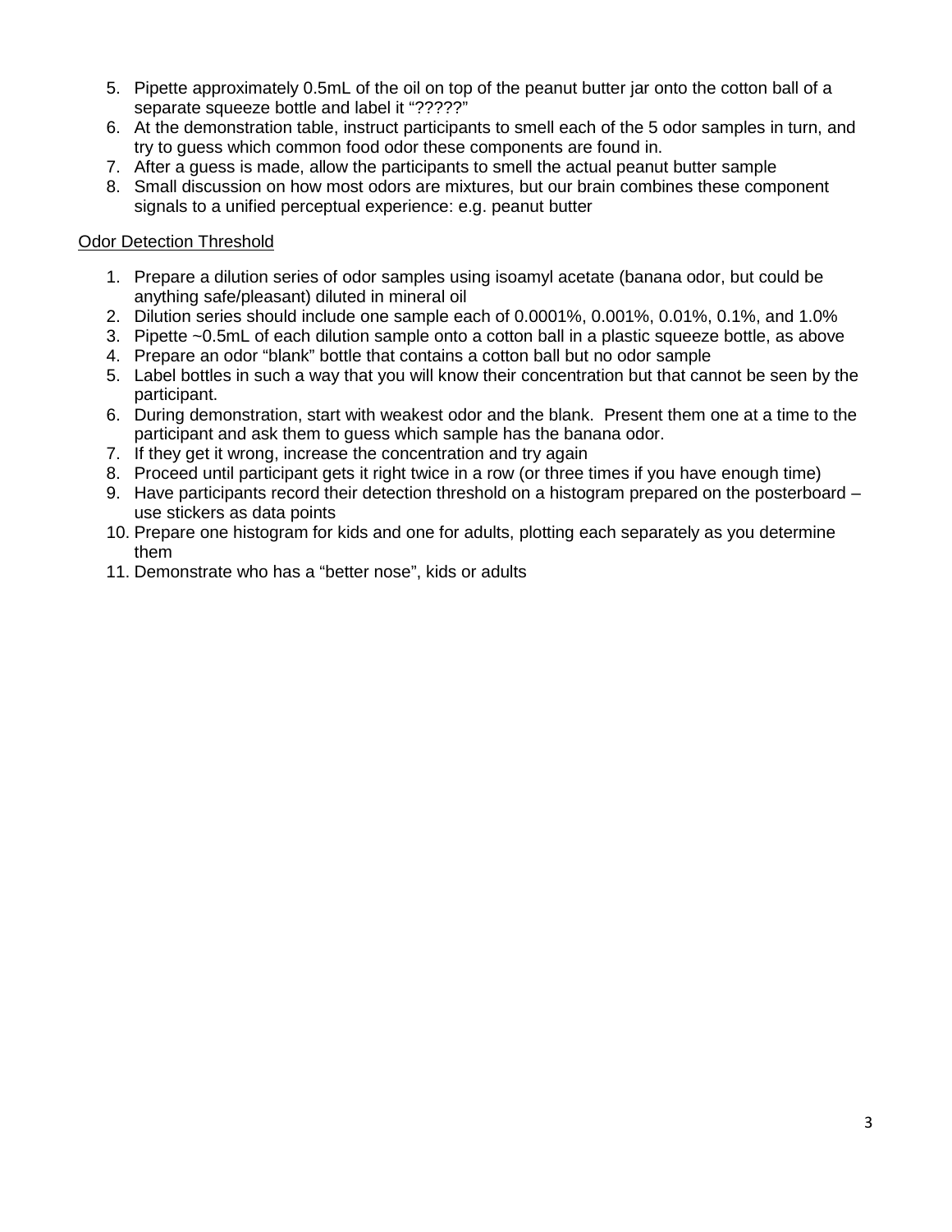5. Pipette approximately 0.5mL of the oil on top of the peanut butter jar onto the cotton ball of a separate squeeze bottle and label it "?????"
6. At the demonstration table, instruct participants to smell each of the 5 odor samples in turn, and try to guess which common food odor these components are found in.
7. After a guess is made, allow the participants to smell the actual peanut butter sample
8. Small discussion on how most odors are mixtures, but our brain combines these component signals to a unified perceptual experience: e.g. peanut butter

<u>Odor Detection Threshold</u>

1. Prepare a dilution series of odor samples using isoamyl acetate (banana odor, but could be anything safe/pleasant) diluted in mineral oil
2. Dilution series should include one sample each of 0.0001%, 0.001%, 0.01%, 0.1%, and 1.0%
3. Pipette ~0.5mL of each dilution sample onto a cotton ball in a plastic squeeze bottle, as above
4. Prepare an odor "blank" bottle that contains a cotton ball but no odor sample
5. Label bottles in such a way that you will know their concentration but that cannot be seen by the participant.
6. During demonstration, start with weakest odor and the blank. Present them one at a time to the participant and ask them to guess which sample has the banana odor.
7. If they get it wrong, increase the concentration and try again
8. Proceed until participant gets it right twice in a row (or three times if you have enough time)
9. Have participants record their detection threshold on a histogram prepared on the posterboard – use stickers as data points
10. Prepare one histogram for kids and one for adults, plotting each separately as you determine them
11. Demonstrate who has a "better nose", kids or adults